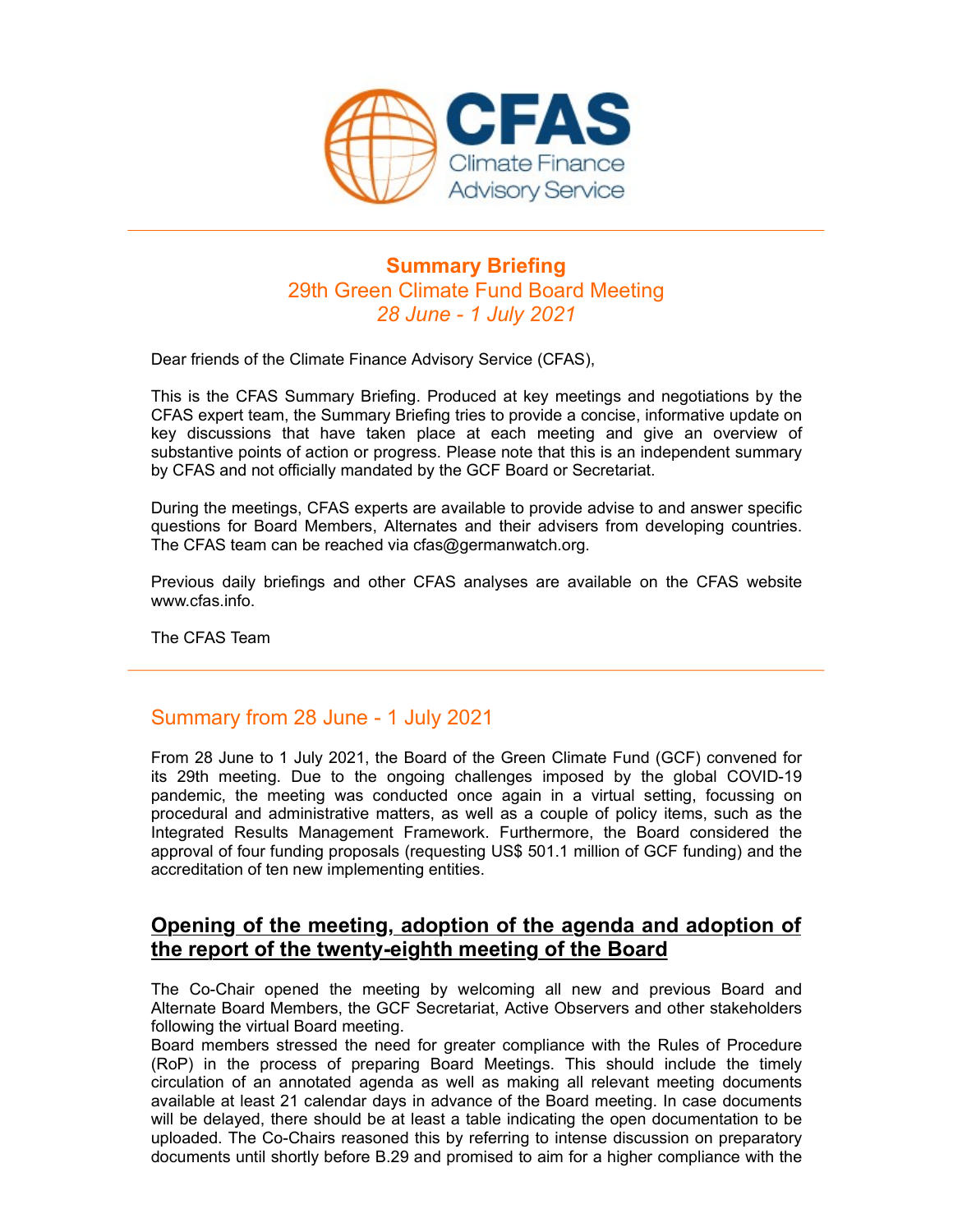# CFAS

Climate Finance Advisory Service

---

**Summary Briefing**

29th Green Climate Fund Board Meeting

*28 June - 1 July 2021*

Dear friends of the Climate Finance Advisory Service (CFAS),

This is the CFAS Summary Briefing. Produced at key meetings and negotiations by the CFAS expert team, the Summary Briefing tries to provide a concise, informative update on key discussions that have taken place at each meeting and give an overview of substantive points of action or progress. Please note that this is an independent summary by CFAS and not officially mandated by the GCF Board or Secretariat.

During the meetings, CFAS experts are available to provide advise to and answer specific questions for Board Members, Alternates and their advisers from developing countries. The CFAS team can be reached via cfas@germanwatch.org.

Previous daily briefings and other CFAS analyses are available on the CFAS website www.cfas.info.

The CFAS Team

---

## Summary from 28 June - 1 July 2021

From 28 June to 1 July 2021, the Board of the Green Climate Fund (GCF) convened for its 29th meeting. Due to the ongoing challenges imposed by the global COVID-19 pandemic, the meeting was conducted once again in a virtual setting, focussing on procedural and administrative matters, as well as a couple of policy items, such as the Integrated Results Management Framework. Furthermore, the Board considered the approval of four funding proposals (requesting US$ 501.1 million of GCF funding) and the accreditation of ten new implementing entities.

## Opening of the meeting, adoption of the agenda and adoption of the report of the twenty-eighth meeting of the Board

The Co-Chair opened the meeting by welcoming all new and previous Board and Alternate Board Members, the GCF Secretariat, Active Observers and other stakeholders following the virtual Board meeting.

Board members stressed the need for greater compliance with the Rules of Procedure (RoP) in the process of preparing Board Meetings. This should include the timely circulation of an annotated agenda as well as making all relevant meeting documents available at least 21 calendar days in advance of the Board meeting. In case documents will be delayed, there should be at least a table indicating the open documentation to be uploaded. The Co-Chairs reasoned this by referring to intense discussion on preparatory documents until shortly before B.29 and promised to aim for a higher compliance with the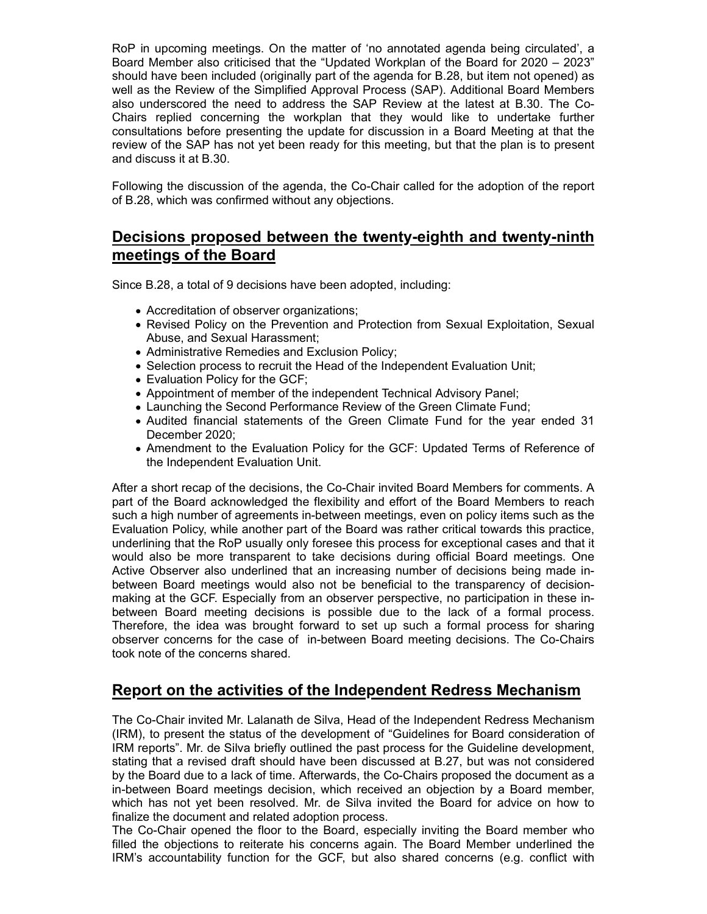RoP in upcoming meetings. On the matter of 'no annotated agenda being circulated', a Board Member also criticised that the "Updated Workplan of the Board for 2020 – 2023" should have been included (originally part of the agenda for B.28, but item not opened) as well as the Review of the Simplified Approval Process (SAP). Additional Board Members also underscored the need to address the SAP Review at the latest at B.30. The Co-Chairs replied concerning the workplan that they would like to undertake further consultations before presenting the update for discussion in a Board Meeting at that the review of the SAP has not yet been ready for this meeting, but that the plan is to present and discuss it at B.30.

Following the discussion of the agenda, the Co-Chair called for the adoption of the report of B.28, which was confirmed without any objections.

## Decisions proposed between the twenty-eighth and twenty-ninth meetings of the Board

Since B.28, a total of 9 decisions have been adopted, including:

- Accreditation of observer organizations;
- Revised Policy on the Prevention and Protection from Sexual Exploitation, Sexual Abuse, and Sexual Harassment;
- Administrative Remedies and Exclusion Policy;
- Selection process to recruit the Head of the Independent Evaluation Unit;
- Evaluation Policy for the GCF;
- Appointment of member of the independent Technical Advisory Panel;
- Launching the Second Performance Review of the Green Climate Fund;
- Audited financial statements of the Green Climate Fund for the year ended 31 December 2020;
- Amendment to the Evaluation Policy for the GCF: Updated Terms of Reference of the Independent Evaluation Unit.

After a short recap of the decisions, the Co-Chair invited Board Members for comments. A part of the Board acknowledged the flexibility and effort of the Board Members to reach such a high number of agreements in-between meetings, even on policy items such as the Evaluation Policy, while another part of the Board was rather critical towards this practice, underlining that the RoP usually only foresee this process for exceptional cases and that it would also be more transparent to take decisions during official Board meetings. One Active Observer also underlined that an increasing number of decisions being made in-between Board meetings would also not be beneficial to the transparency of decision-making at the GCF. Especially from an observer perspective, no participation in these in-between Board meeting decisions is possible due to the lack of a formal process. Therefore, the idea was brought forward to set up such a formal process for sharing observer concerns for the case of in-between Board meeting decisions. The Co-Chairs took note of the concerns shared.

## Report on the activities of the Independent Redress Mechanism

The Co-Chair invited Mr. Lalanath de Silva, Head of the Independent Redress Mechanism (IRM), to present the status of the development of "Guidelines for Board consideration of IRM reports". Mr. de Silva briefly outlined the past process for the Guideline development, stating that a revised draft should have been discussed at B.27, but was not considered by the Board due to a lack of time. Afterwards, the Co-Chairs proposed the document as a in-between Board meetings decision, which received an objection by a Board member, which has not yet been resolved. Mr. de Silva invited the Board for advice on how to finalize the document and related adoption process.

The Co-Chair opened the floor to the Board, especially inviting the Board member who filled the objections to reiterate his concerns again. The Board Member underlined the IRM's accountability function for the GCF, but also shared concerns (e.g. conflict with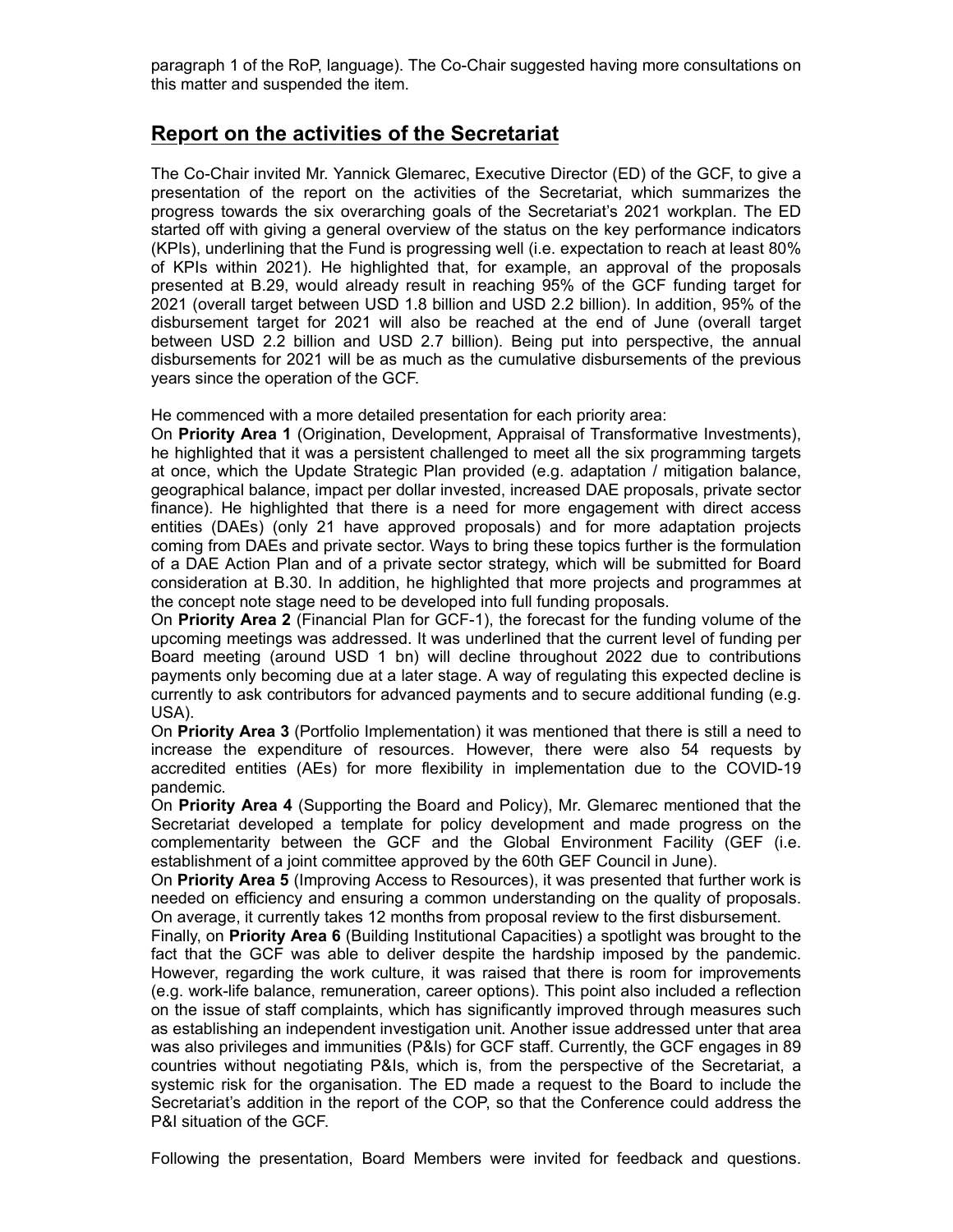paragraph 1 of the RoP, language). The Co-Chair suggested having more consultations on this matter and suspended the item.

## Report on the activities of the Secretariat

The Co-Chair invited Mr. Yannick Glemarec, Executive Director (ED) of the GCF, to give a presentation of the report on the activities of the Secretariat, which summarizes the progress towards the six overarching goals of the Secretariat's 2021 workplan. The ED started off with giving a general overview of the status on the key performance indicators (KPIs), underlining that the Fund is progressing well (i.e. expectation to reach at least 80% of KPIs within 2021). He highlighted that, for example, an approval of the proposals presented at B.29, would already result in reaching 95% of the GCF funding target for 2021 (overall target between USD 1.8 billion and USD 2.2 billion). In addition, 95% of the disbursement target for 2021 will also be reached at the end of June (overall target between USD 2.2 billion and USD 2.7 billion). Being put into perspective, the annual disbursements for 2021 will be as much as the cumulative disbursements of the previous years since the operation of the GCF.

He commenced with a more detailed presentation for each priority area:

On **Priority Area 1** (Origination, Development, Appraisal of Transformative Investments), he highlighted that it was a persistent challenged to meet all the six programming targets at once, which the Update Strategic Plan provided (e.g. adaptation / mitigation balance, geographical balance, impact per dollar invested, increased DAE proposals, private sector finance). He highlighted that there is a need for more engagement with direct access entities (DAEs) (only 21 have approved proposals) and for more adaptation projects coming from DAEs and private sector. Ways to bring these topics further is the formulation of a DAE Action Plan and of a private sector strategy, which will be submitted for Board consideration at B.30. In addition, he highlighted that more projects and programmes at the concept note stage need to be developed into full funding proposals.

On **Priority Area 2** (Financial Plan for GCF-1), the forecast for the funding volume of the upcoming meetings was addressed. It was underlined that the current level of funding per Board meeting (around USD 1 bn) will decline throughout 2022 due to contributions payments only becoming due at a later stage. A way of regulating this expected decline is currently to ask contributors for advanced payments and to secure additional funding (e.g. USA).

On **Priority Area 3** (Portfolio Implementation) it was mentioned that there is still a need to increase the expenditure of resources. However, there were also 54 requests by accredited entities (AEs) for more flexibility in implementation due to the COVID-19 pandemic.

On **Priority Area 4** (Supporting the Board and Policy), Mr. Glemarec mentioned that the Secretariat developed a template for policy development and made progress on the complementarity between the GCF and the Global Environment Facility (GEF (i.e. establishment of a joint committee approved by the 60th GEF Council in June).

On **Priority Area 5** (Improving Access to Resources), it was presented that further work is needed on efficiency and ensuring a common understanding on the quality of proposals. On average, it currently takes 12 months from proposal review to the first disbursement.

Finally, on **Priority Area 6** (Building Institutional Capacities) a spotlight was brought to the fact that the GCF was able to deliver despite the hardship imposed by the pandemic. However, regarding the work culture, it was raised that there is room for improvements (e.g. work-life balance, remuneration, career options). This point also included a reflection on the issue of staff complaints, which has significantly improved through measures such as establishing an independent investigation unit. Another issue addressed unter that area was also privileges and immunities (P&Is) for GCF staff. Currently, the GCF engages in 89 countries without negotiating P&Is, which is, from the perspective of the Secretariat, a systemic risk for the organisation. The ED made a request to the Board to include the Secretariat's addition in the report of the COP, so that the Conference could address the P&I situation of the GCF.

Following the presentation, Board Members were invited for feedback and questions.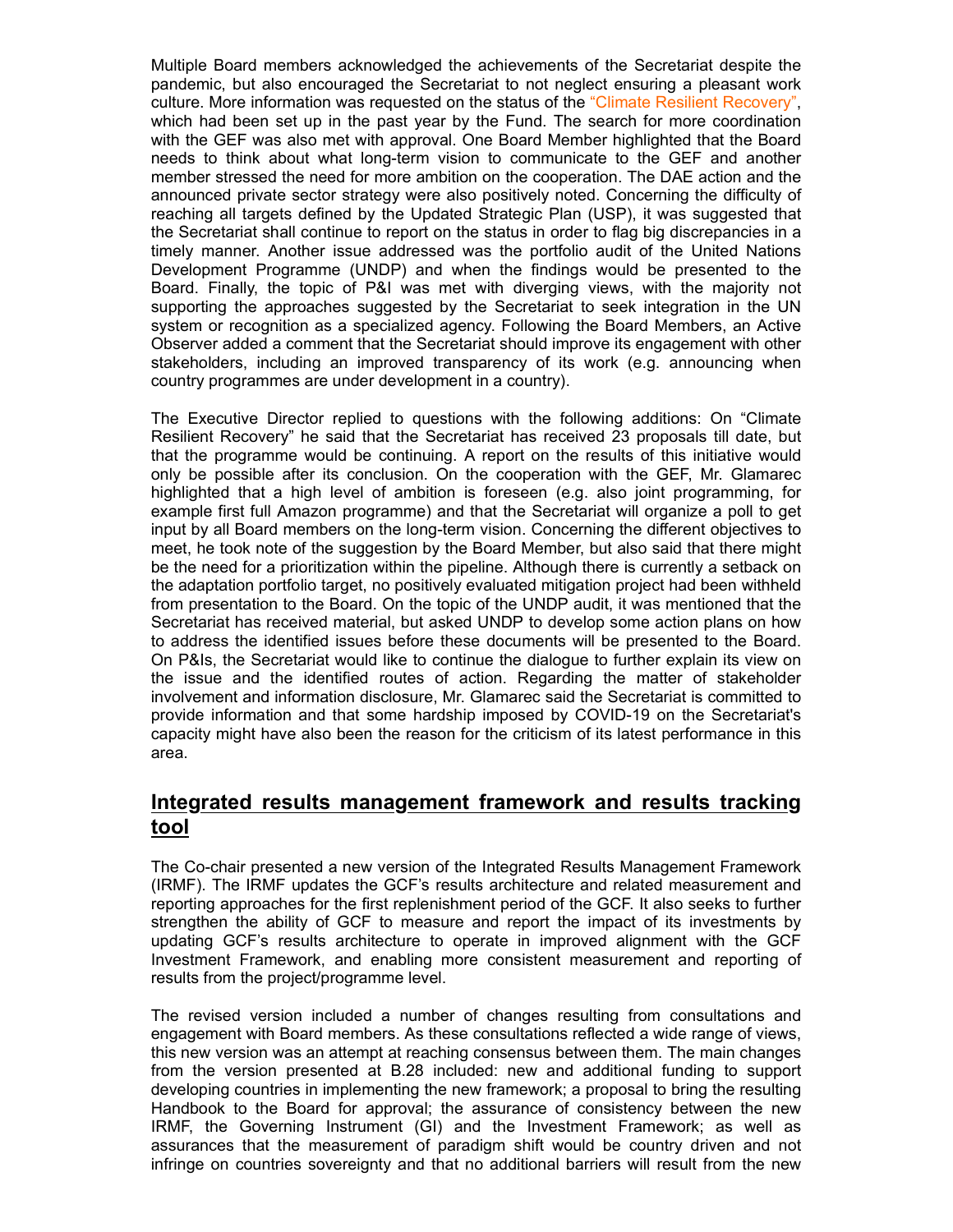Multiple Board members acknowledged the achievements of the Secretariat despite the pandemic, but also encouraged the Secretariat to not neglect ensuring a pleasant work culture. More information was requested on the status of the "Climate Resilient Recovery", which had been set up in the past year by the Fund. The search for more coordination with the GEF was also met with approval. One Board Member highlighted that the Board needs to think about what long-term vision to communicate to the GEF and another member stressed the need for more ambition on the cooperation. The DAE action and the announced private sector strategy were also positively noted. Concerning the difficulty of reaching all targets defined by the Updated Strategic Plan (USP), it was suggested that the Secretariat shall continue to report on the status in order to flag big discrepancies in a timely manner. Another issue addressed was the portfolio audit of the United Nations Development Programme (UNDP) and when the findings would be presented to the Board. Finally, the topic of P&I was met with diverging views, with the majority not supporting the approaches suggested by the Secretariat to seek integration in the UN system or recognition as a specialized agency. Following the Board Members, an Active Observer added a comment that the Secretariat should improve its engagement with other stakeholders, including an improved transparency of its work (e.g. announcing when country programmes are under development in a country).

The Executive Director replied to questions with the following additions: On "Climate Resilient Recovery" he said that the Secretariat has received 23 proposals till date, but that the programme would be continuing. A report on the results of this initiative would only be possible after its conclusion. On the cooperation with the GEF, Mr. Glamarec highlighted that a high level of ambition is foreseen (e.g. also joint programming, for example first full Amazon programme) and that the Secretariat will organize a poll to get input by all Board members on the long-term vision. Concerning the different objectives to meet, he took note of the suggestion by the Board Member, but also said that there might be the need for a prioritization within the pipeline. Although there is currently a setback on the adaptation portfolio target, no positively evaluated mitigation project had been withheld from presentation to the Board. On the topic of the UNDP audit, it was mentioned that the Secretariat has received material, but asked UNDP to develop some action plans on how to address the identified issues before these documents will be presented to the Board. On P&Is, the Secretariat would like to continue the dialogue to further explain its view on the issue and the identified routes of action. Regarding the matter of stakeholder involvement and information disclosure, Mr. Glamarec said the Secretariat is committed to provide information and that some hardship imposed by COVID-19 on the Secretariat's capacity might have also been the reason for the criticism of its latest performance in this area.

## Integrated results management framework and results tracking tool

The Co-chair presented a new version of the Integrated Results Management Framework (IRMF). The IRMF updates the GCF's results architecture and related measurement and reporting approaches for the first replenishment period of the GCF. It also seeks to further strengthen the ability of GCF to measure and report the impact of its investments by updating GCF's results architecture to operate in improved alignment with the GCF Investment Framework, and enabling more consistent measurement and reporting of results from the project/programme level.

The revised version included a number of changes resulting from consultations and engagement with Board members. As these consultations reflected a wide range of views, this new version was an attempt at reaching consensus between them. The main changes from the version presented at B.28 included: new and additional funding to support developing countries in implementing the new framework; a proposal to bring the resulting Handbook to the Board for approval; the assurance of consistency between the new IRMF, the Governing Instrument (GI) and the Investment Framework; as well as assurances that the measurement of paradigm shift would be country driven and not infringe on countries sovereignty and that no additional barriers will result from the new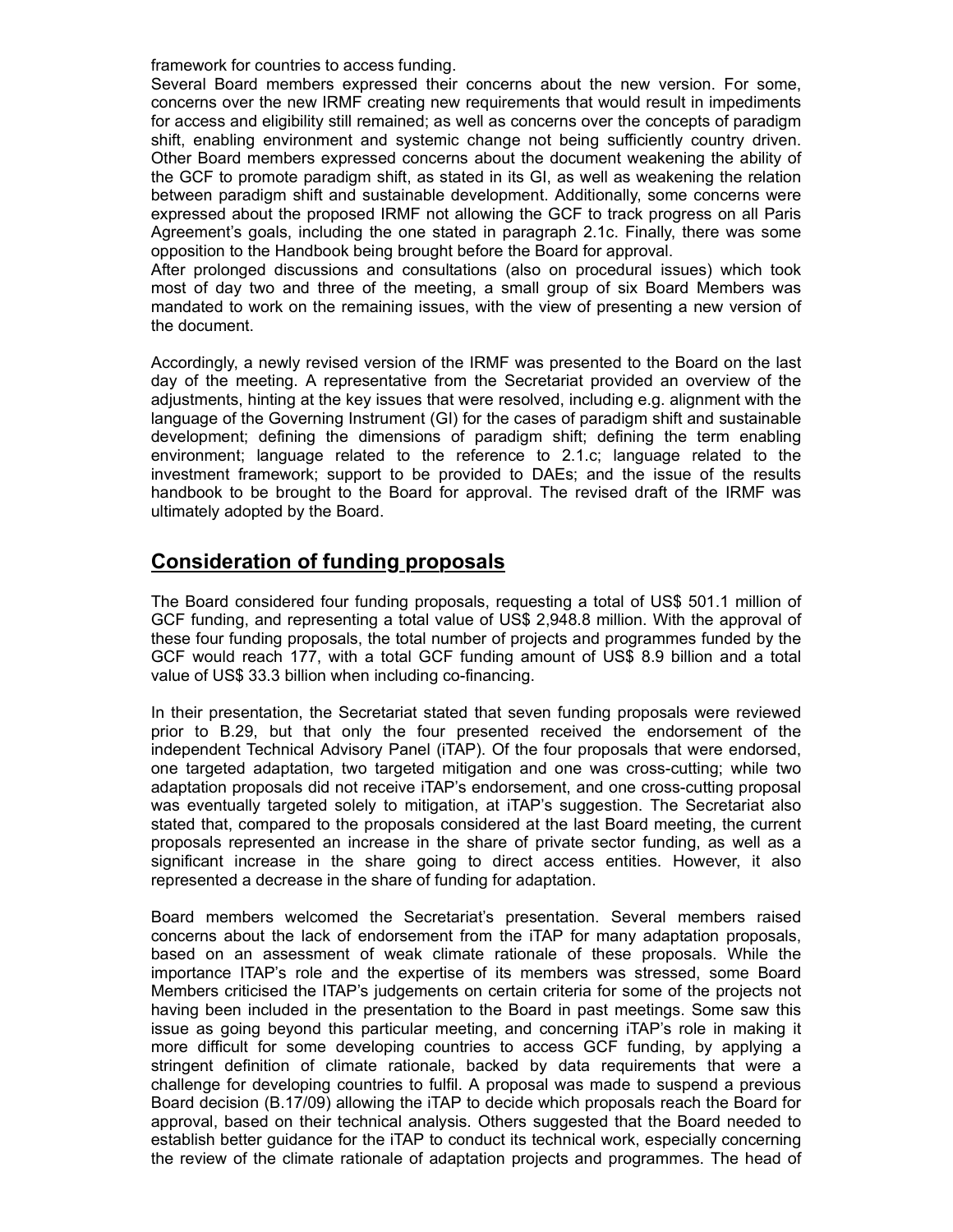framework for countries to access funding.

Several Board members expressed their concerns about the new version. For some, concerns over the new IRMF creating new requirements that would result in impediments for access and eligibility still remained; as well as concerns over the concepts of paradigm shift, enabling environment and systemic change not being sufficiently country driven. Other Board members expressed concerns about the document weakening the ability of the GCF to promote paradigm shift, as stated in its GI, as well as weakening the relation between paradigm shift and sustainable development. Additionally, some concerns were expressed about the proposed IRMF not allowing the GCF to track progress on all Paris Agreement's goals, including the one stated in paragraph 2.1c. Finally, there was some opposition to the Handbook being brought before the Board for approval.

After prolonged discussions and consultations (also on procedural issues) which took most of day two and three of the meeting, a small group of six Board Members was mandated to work on the remaining issues, with the view of presenting a new version of the document.

Accordingly, a newly revised version of the IRMF was presented to the Board on the last day of the meeting. A representative from the Secretariat provided an overview of the adjustments, hinting at the key issues that were resolved, including e.g. alignment with the language of the Governing Instrument (GI) for the cases of paradigm shift and sustainable development; defining the dimensions of paradigm shift; defining the term enabling environment; language related to the reference to 2.1.c; language related to the investment framework; support to be provided to DAEs; and the issue of the results handbook to be brought to the Board for approval. The revised draft of the IRMF was ultimately adopted by the Board.

## Consideration of funding proposals

The Board considered four funding proposals, requesting a total of US$ 501.1 million of GCF funding, and representing a total value of US$ 2,948.8 million. With the approval of these four funding proposals, the total number of projects and programmes funded by the GCF would reach 177, with a total GCF funding amount of US$ 8.9 billion and a total value of US$ 33.3 billion when including co-financing.

In their presentation, the Secretariat stated that seven funding proposals were reviewed prior to B.29, but that only the four presented received the endorsement of the independent Technical Advisory Panel (iTAP). Of the four proposals that were endorsed, one targeted adaptation, two targeted mitigation and one was cross-cutting; while two adaptation proposals did not receive iTAP's endorsement, and one cross-cutting proposal was eventually targeted solely to mitigation, at iTAP's suggestion. The Secretariat also stated that, compared to the proposals considered at the last Board meeting, the current proposals represented an increase in the share of private sector funding, as well as a significant increase in the share going to direct access entities. However, it also represented a decrease in the share of funding for adaptation.

Board members welcomed the Secretariat's presentation. Several members raised concerns about the lack of endorsement from the iTAP for many adaptation proposals, based on an assessment of weak climate rationale of these proposals. While the importance ITAP's role and the expertise of its members was stressed, some Board Members criticised the ITAP's judgements on certain criteria for some of the projects not having been included in the presentation to the Board in past meetings. Some saw this issue as going beyond this particular meeting, and concerning iTAP's role in making it more difficult for some developing countries to access GCF funding, by applying a stringent definition of climate rationale, backed by data requirements that were a challenge for developing countries to fulfil. A proposal was made to suspend a previous Board decision (B.17/09) allowing the iTAP to decide which proposals reach the Board for approval, based on their technical analysis. Others suggested that the Board needed to establish better guidance for the iTAP to conduct its technical work, especially concerning the review of the climate rationale of adaptation projects and programmes. The head of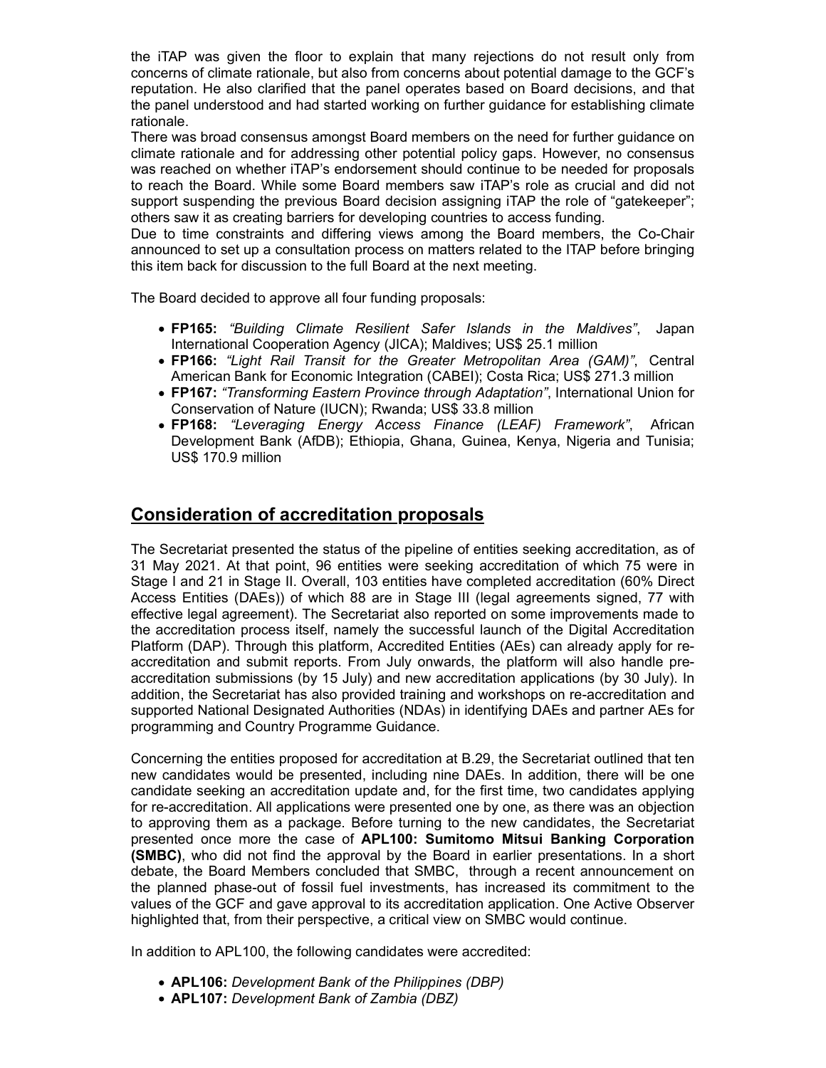the iTAP was given the floor to explain that many rejections do not result only from concerns of climate rationale, but also from concerns about potential damage to the GCF's reputation. He also clarified that the panel operates based on Board decisions, and that the panel understood and had started working on further guidance for establishing climate rationale.

There was broad consensus amongst Board members on the need for further guidance on climate rationale and for addressing other potential policy gaps. However, no consensus was reached on whether iTAP's endorsement should continue to be needed for proposals to reach the Board. While some Board members saw iTAP's role as crucial and did not support suspending the previous Board decision assigning iTAP the role of "gatekeeper"; others saw it as creating barriers for developing countries to access funding.

Due to time constraints and differing views among the Board members, the Co-Chair announced to set up a consultation process on matters related to the ITAP before bringing this item back for discussion to the full Board at the next meeting.

The Board decided to approve all four funding proposals:

- **FP165:** *"Building Climate Resilient Safer Islands in the Maldives"*, Japan International Cooperation Agency (JICA); Maldives; US$ 25.1 million
- **FP166:** *"Light Rail Transit for the Greater Metropolitan Area (GAM)"*, Central American Bank for Economic Integration (CABEI); Costa Rica; US$ 271.3 million
- **FP167:** *"Transforming Eastern Province through Adaptation"*, International Union for Conservation of Nature (IUCN); Rwanda; US$ 33.8 million
- **FP168:** *"Leveraging Energy Access Finance (LEAF) Framework"*, African Development Bank (AfDB); Ethiopia, Ghana, Guinea, Kenya, Nigeria and Tunisia; US$ 170.9 million

## Consideration of accreditation proposals

The Secretariat presented the status of the pipeline of entities seeking accreditation, as of 31 May 2021. At that point, 96 entities were seeking accreditation of which 75 were in Stage I and 21 in Stage II. Overall, 103 entities have completed accreditation (60% Direct Access Entities (DAEs)) of which 88 are in Stage III (legal agreements signed, 77 with effective legal agreement). The Secretariat also reported on some improvements made to the accreditation process itself, namely the successful launch of the Digital Accreditation Platform (DAP). Through this platform, Accredited Entities (AEs) can already apply for re-accreditation and submit reports. From July onwards, the platform will also handle pre-accreditation submissions (by 15 July) and new accreditation applications (by 30 July). In addition, the Secretariat has also provided training and workshops on re-accreditation and supported National Designated Authorities (NDAs) in identifying DAEs and partner AEs for programming and Country Programme Guidance.

Concerning the entities proposed for accreditation at B.29, the Secretariat outlined that ten new candidates would be presented, including nine DAEs. In addition, there will be one candidate seeking an accreditation update and, for the first time, two candidates applying for re-accreditation. All applications were presented one by one, as there was an objection to approving them as a package. Before turning to the new candidates, the Secretariat presented once more the case of **APL100: Sumitomo Mitsui Banking Corporation (SMBC)**, who did not find the approval by the Board in earlier presentations. In a short debate, the Board Members concluded that SMBC, through a recent announcement on the planned phase-out of fossil fuel investments, has increased its commitment to the values of the GCF and gave approval to its accreditation application. One Active Observer highlighted that, from their perspective, a critical view on SMBC would continue.

In addition to APL100, the following candidates were accredited:

- **APL106:** *Development Bank of the Philippines (DBP)*
- **APL107:** *Development Bank of Zambia (DBZ)*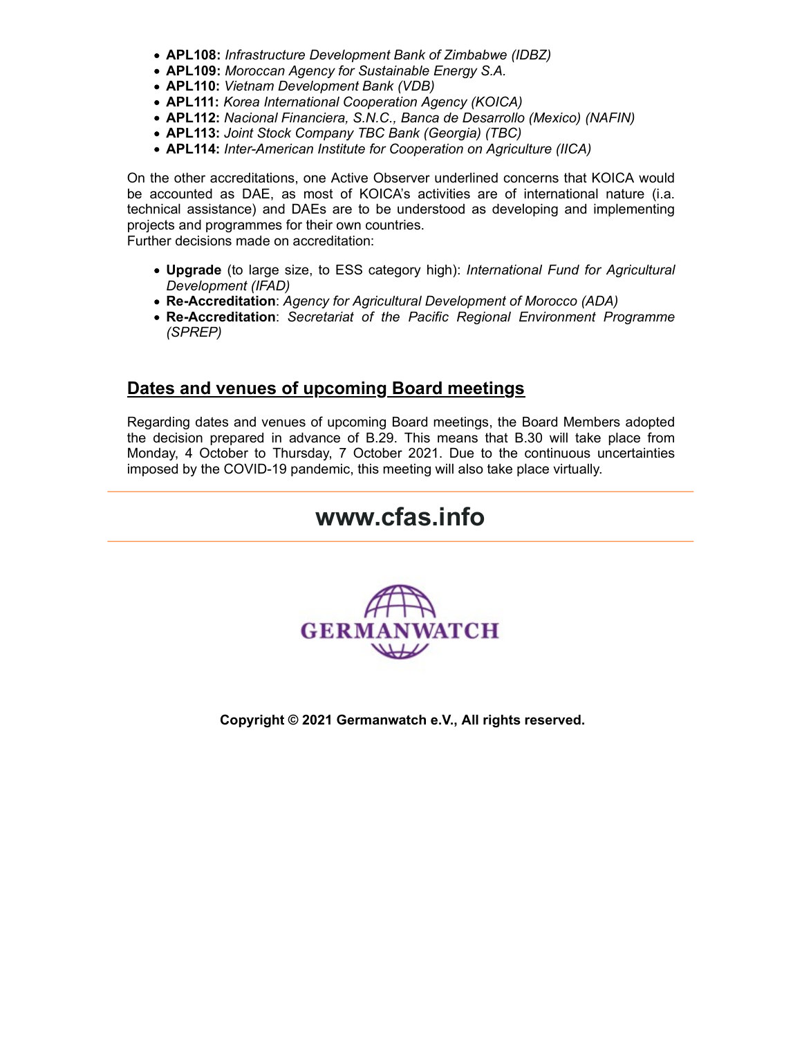- **APL108:** *Infrastructure Development Bank of Zimbabwe (IDBZ)*
- **APL109:** *Moroccan Agency for Sustainable Energy S.A.*
- **APL110:** *Vietnam Development Bank (VDB)*
- **APL111:** *Korea International Cooperation Agency (KOICA)*
- **APL112:** *Nacional Financiera, S.N.C., Banca de Desarrollo (Mexico) (NAFIN)*
- **APL113:** *Joint Stock Company TBC Bank (Georgia) (TBC)*
- **APL114:** *Inter-American Institute for Cooperation on Agriculture (IICA)*

On the other accreditations, one Active Observer underlined concerns that KOICA would be accounted as DAE, as most of KOICA's activities are of international nature (i.a. technical assistance) and DAEs are to be understood as developing and implementing projects and programmes for their own countries.
Further decisions made on accreditation:

- **Upgrade** (to large size, to ESS category high): *International Fund for Agricultural Development (IFAD)*
- **Re-Accreditation**: *Agency for Agricultural Development of Morocco (ADA)*
- **Re-Accreditation**: *Secretariat of the Pacific Regional Environment Programme (SPREP)*

## Dates and venues of upcoming Board meetings

Regarding dates and venues of upcoming Board meetings, the Board Members adopted the decision prepared in advance of B.29. This means that B.30 will take place from Monday, 4 October to Thursday, 7 October 2021. Due to the continuous uncertainties imposed by the COVID-19 pandemic, this meeting will also take place virtually.

---

# www.cfas.info

---

GERMANWATCH

**Copyright © 2021 Germanwatch e.V., All rights reserved.**